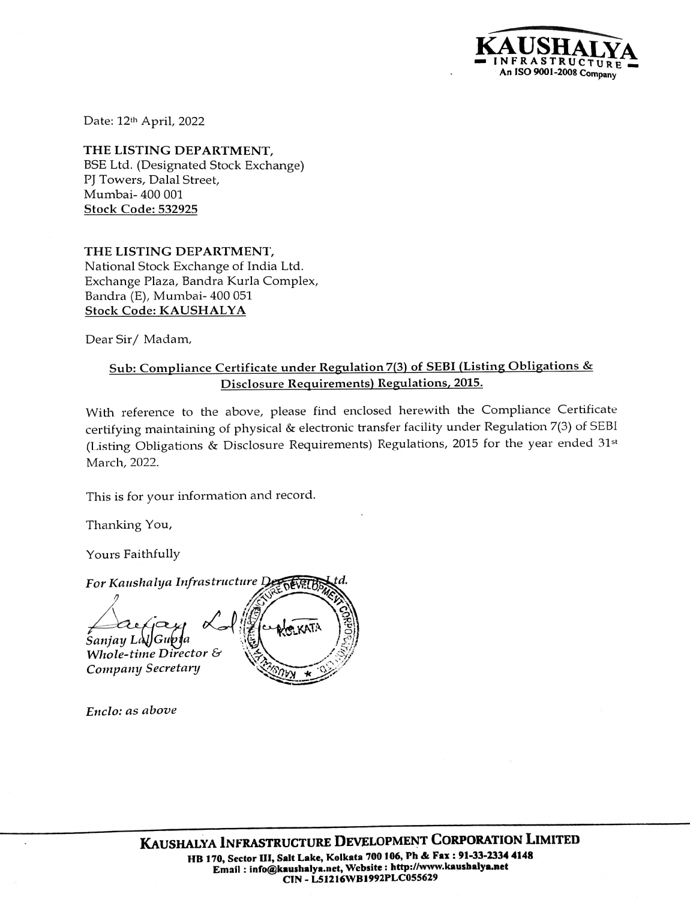Date: 12th April, 2022

**THE LISTING DEPARTMENT,**
BSE Ltd. (Designated Stock Exchange)
PJ Towers, Dalal Street,
Mumbai- 400 001
**Stock Code: 532925**

**THE LISTING DEPARTMENT,**
National Stock Exchange of India Ltd.
Exchange Plaza, Bandra Kurla Complex,
Bandra (E), Mumbai- 400 051
**Stock Code: KAUSHALYA**

Dear Sir/ Madam,

**Sub: Compliance Certificate under Regulation 7(3) of SEBI (Listing Obligations & Disclosure Requirements) Regulations, 2015.**

With reference to the above, please find enclosed herewith the Compliance Certificate certifying maintaining of physical & electronic transfer facility under Regulation 7(3) of SEBI (Listing Obligations & Disclosure Requirements) Regulations, 2015 for the year ended 31st March, 2022.

This is for your information and record.

Thanking You,

Yours Faithfully

*For Kaushalya Infrastructure Development Corp. Ltd.*

*Sanjay Lal Gupta*
*Whole-time Director &*
*Company Secretary*

*Enclo: as above*

**KAUSHALYA INFRASTRUCTURE DEVELOPMENT CORPORATION LIMITED**
HB 170, Sector III, Salt Lake, Kolkata 700 106, Ph & Fax : 91-33-2334 4148
Email : info@kaushalya.net, Website : http://www.kaushalya.net
CIN - L51216WB1992PLC055629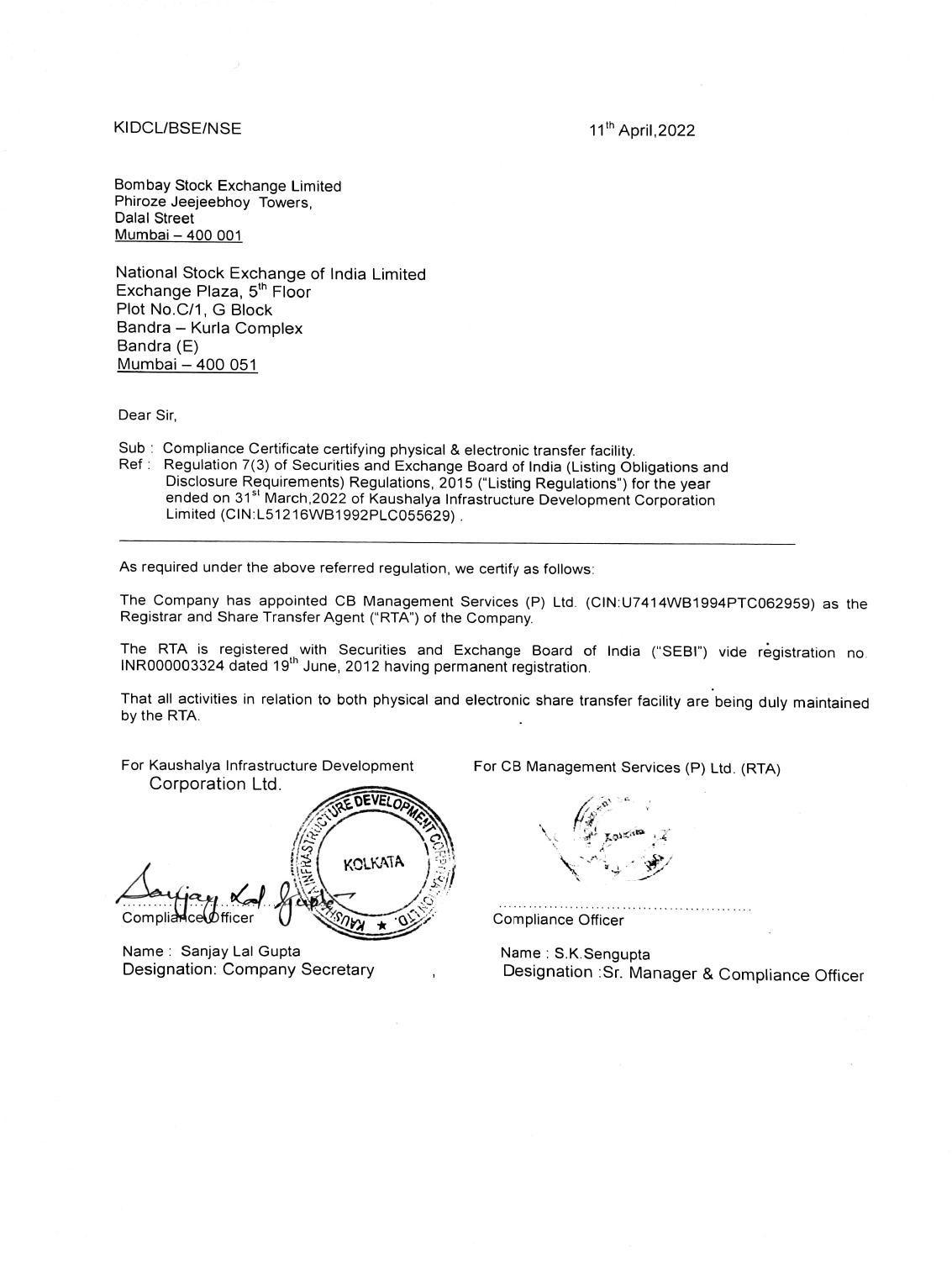KIDCL/BSE/NSE

11th April,2022

Bombay Stock Exchange Limited
Phiroze Jeejeebhoy Towers,
Dalal Street
Mumbai – 400 001

National Stock Exchange of India Limited
Exchange Plaza, 5th Floor
Plot No.C/1, G Block
Bandra – Kurla Complex
Bandra (E)
Mumbai – 400 051

Dear Sir,

Sub : Compliance Certificate certifying physical & electronic transfer facility.
Ref : Regulation 7(3) of Securities and Exchange Board of India (Listing Obligations and Disclosure Requirements) Regulations, 2015 ("Listing Regulations") for the year ended on 31st March,2022 of Kaushalya Infrastructure Development Corporation Limited (CIN:L51216WB1992PLC055629) .

---

As required under the above referred regulation, we certify as follows:

The Company has appointed CB Management Services (P) Ltd. (CIN:U7414WB1994PTC062959) as the Registrar and Share Transfer Agent ("RTA") of the Company.

The RTA is registered with Securities and Exchange Board of India ("SEBI") vide registration no. INR000003324 dated 19th June, 2012 having permanent registration.

That all activities in relation to both physical and electronic share transfer facility are being duly maintained by the RTA.

For Kaushalya Infrastructure Development Corporation Ltd.

Compliance Officer

Name : Sanjay Lal Gupta
Designation: Company Secretary

For CB Management Services (P) Ltd. (RTA)

Compliance Officer

Name : S.K.Sengupta
Designation :Sr. Manager & Compliance Officer